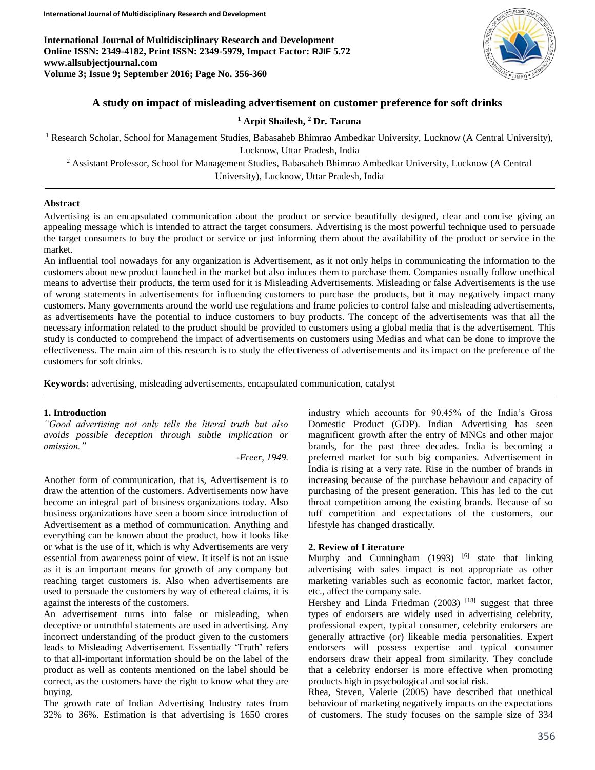International Journal of Multidisciplinary Research and Development
Online ISSN: 2349-4182, Print ISSN: 2349-5979, Impact Factor: RJIF 5.72
www.allsubjectjournal.com
Volume 3; Issue 9; September 2016; Page No. 356-360

# A study on impact of misleading advertisement on customer preference for soft drinks

[1] Arpit Shailesh, [2] Dr. Taruna

[1] Research Scholar, School for Management Studies, Babasaheb Bhimrao Ambedkar University, Lucknow (A Central University), Lucknow, Uttar Pradesh, India

[2] Assistant Professor, School for Management Studies, Babasaheb Bhimrao Ambedkar University, Lucknow (A Central University), Lucknow, Uttar Pradesh, India

## Abstract

Advertising is an encapsulated communication about the product or service beautifully designed, clear and concise giving an appealing message which is intended to attract the target consumers. Advertising is the most powerful technique used to persuade the target consumers to buy the product or service or just informing them about the availability of the product or service in the market.

An influential tool nowadays for any organization is Advertisement, as it not only helps in communicating the information to the customers about new product launched in the market but also induces them to purchase them. Companies usually follow unethical means to advertise their products, the term used for it is Misleading Advertisements. Misleading or false Advertisements is the use of wrong statements in advertisements for influencing customers to purchase the products, but it may negatively impact many customers. Many governments around the world use regulations and frame policies to control false and misleading advertisements, as advertisements have the potential to induce customers to buy products. The concept of the advertisements was that all the necessary information related to the product should be provided to customers using a global media that is the advertisement. This study is conducted to comprehend the impact of advertisements on customers using Medias and what can be done to improve the effectiveness. The main aim of this research is to study the effectiveness of advertisements and its impact on the preference of the customers for soft drinks.

**Keywords:** advertising, misleading advertisements, encapsulated communication, catalyst

## 1. Introduction

*"Good advertising not only tells the literal truth but also avoids possible deception through subtle implication or omission."*

*-Freer, 1949.*

Another form of communication, that is, Advertisement is to draw the attention of the customers. Advertisements now have become an integral part of business organizations today. Also business organizations have seen a boom since introduction of Advertisement as a method of communication. Anything and everything can be known about the product, how it looks like or what is the use of it, which is why Advertisements are very essential from awareness point of view. It itself is not an issue as it is an important means for growth of any company but reaching target customers is. Also when advertisements are used to persuade the customers by way of ethereal claims, it is against the interests of the customers.

An advertisement turns into false or misleading, when deceptive or untruthful statements are used in advertising. Any incorrect understanding of the product given to the customers leads to Misleading Advertisement. Essentially 'Truth' refers to that all-important information should be on the label of the product as well as contents mentioned on the label should be correct, as the customers have the right to know what they are buying.

The growth rate of Indian Advertising Industry rates from 32% to 36%. Estimation is that advertising is 1650 crores industry which accounts for 90.45% of the India's Gross Domestic Product (GDP). Indian Advertising has seen magnificent growth after the entry of MNCs and other major brands, for the past three decades. India is becoming a preferred market for such big companies. Advertisement in India is rising at a very rate. Rise in the number of brands in increasing because of the purchase behaviour and capacity of purchasing of the present generation. This has led to the cut throat competition among the existing brands. Because of so tuff competition and expectations of the customers, our lifestyle has changed drastically.

## 2. Review of Literature

Murphy and Cunningham (1993) [6] state that linking advertising with sales impact is not appropriate as other marketing variables such as economic factor, market factor, etc., affect the company sale.

Hershey and Linda Friedman (2003) [18] suggest that three types of endorsers are widely used in advertising celebrity, professional expert, typical consumer, celebrity endorsers are generally attractive (or) likeable media personalities. Expert endorsers will possess expertise and typical consumer endorsers draw their appeal from similarity. They conclude that a celebrity endorser is more effective when promoting products high in psychological and social risk.

Rhea, Steven, Valerie (2005) have described that unethical behaviour of marketing negatively impacts on the expectations of customers. The study focuses on the sample size of 334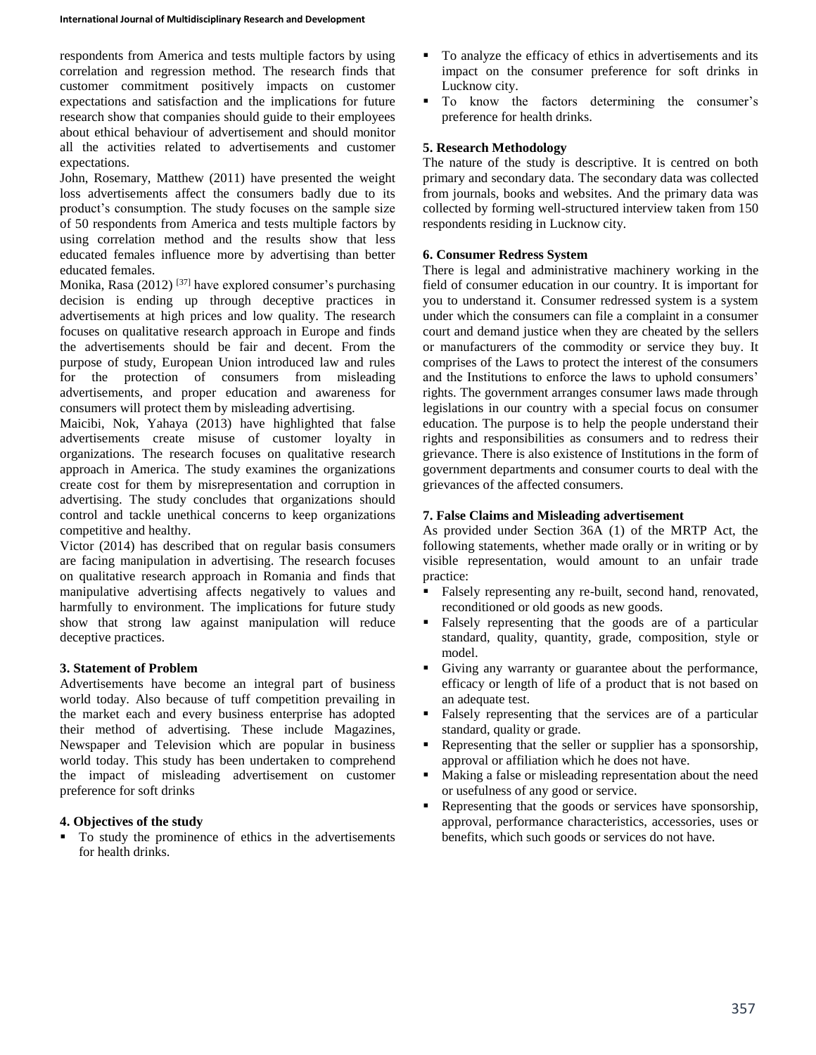respondents from America and tests multiple factors by using correlation and regression method. The research finds that customer commitment positively impacts on customer expectations and satisfaction and the implications for future research show that companies should guide to their employees about ethical behaviour of advertisement and should monitor all the activities related to advertisements and customer expectations.

John, Rosemary, Matthew (2011) have presented the weight loss advertisements affect the consumers badly due to its product's consumption. The study focuses on the sample size of 50 respondents from America and tests multiple factors by using correlation method and the results show that less educated females influence more by advertising than better educated females.

Monika, Rasa (2012) [37] have explored consumer's purchasing decision is ending up through deceptive practices in advertisements at high prices and low quality. The research focuses on qualitative research approach in Europe and finds the advertisements should be fair and decent. From the purpose of study, European Union introduced law and rules for the protection of consumers from misleading advertisements, and proper education and awareness for consumers will protect them by misleading advertising.

Maicibi, Nok, Yahaya (2013) have highlighted that false advertisements create misuse of customer loyalty in organizations. The research focuses on qualitative research approach in America. The study examines the organizations create cost for them by misrepresentation and corruption in advertising. The study concludes that organizations should control and tackle unethical concerns to keep organizations competitive and healthy.

Victor (2014) has described that on regular basis consumers are facing manipulation in advertising. The research focuses on qualitative research approach in Romania and finds that manipulative advertising affects negatively to values and harmfully to environment. The implications for future study show that strong law against manipulation will reduce deceptive practices.

### 3. Statement of Problem

Advertisements have become an integral part of business world today. Also because of tuff competition prevailing in the market each and every business enterprise has adopted their method of advertising. These include Magazines, Newspaper and Television which are popular in business world today. This study has been undertaken to comprehend the impact of misleading advertisement on customer preference for soft drinks

### 4. Objectives of the study

- To study the prominence of ethics in the advertisements for health drinks.
- To analyze the efficacy of ethics in advertisements and its impact on the consumer preference for soft drinks in Lucknow city.
- To know the factors determining the consumer's preference for health drinks.

### 5. Research Methodology

The nature of the study is descriptive. It is centred on both primary and secondary data. The secondary data was collected from journals, books and websites. And the primary data was collected by forming well-structured interview taken from 150 respondents residing in Lucknow city.

### 6. Consumer Redress System

There is legal and administrative machinery working in the field of consumer education in our country. It is important for you to understand it. Consumer redressed system is a system under which the consumers can file a complaint in a consumer court and demand justice when they are cheated by the sellers or manufacturers of the commodity or service they buy. It comprises of the Laws to protect the interest of the consumers and the Institutions to enforce the laws to uphold consumers' rights. The government arranges consumer laws made through legislations in our country with a special focus on consumer education. The purpose is to help the people understand their rights and responsibilities as consumers and to redress their grievance. There is also existence of Institutions in the form of government departments and consumer courts to deal with the grievances of the affected consumers.

### 7. False Claims and Misleading advertisement

As provided under Section 36A (1) of the MRTP Act, the following statements, whether made orally or in writing or by visible representation, would amount to an unfair trade practice:

- Falsely representing any re-built, second hand, renovated, reconditioned or old goods as new goods.
- Falsely representing that the goods are of a particular standard, quality, quantity, grade, composition, style or model.
- Giving any warranty or guarantee about the performance, efficacy or length of life of a product that is not based on an adequate test.
- Falsely representing that the services are of a particular standard, quality or grade.
- Representing that the seller or supplier has a sponsorship, approval or affiliation which he does not have.
- Making a false or misleading representation about the need or usefulness of any good or service.
- Representing that the goods or services have sponsorship, approval, performance characteristics, accessories, uses or benefits, which such goods or services do not have.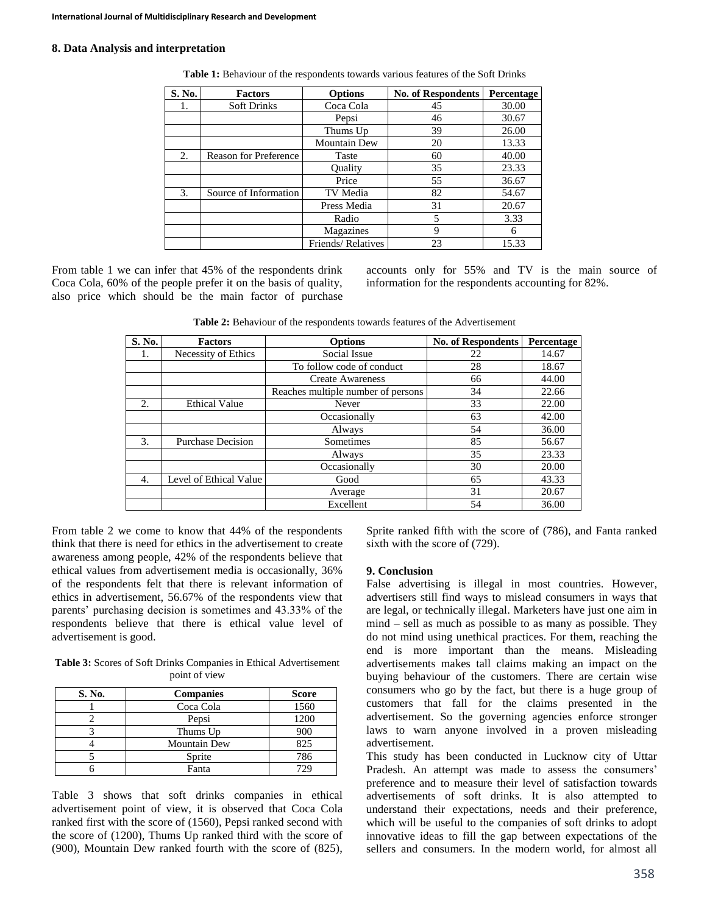## 8. Data Analysis and interpretation

**Table 1:** Behaviour of the respondents towards various features of the Soft Drinks

| S. No. | Factors | Options | No. of Respondents | Percentage |
|---|---|---|---|---|
| 1. | Soft Drinks | Coca Cola | 45 | 30.00 |
| | | Pepsi | 46 | 30.67 |
| | | Thums Up | 39 | 26.00 |
| | | Mountain Dew | 20 | 13.33 |
| 2. | Reason for Preference | Taste | 60 | 40.00 |
| | | Quality | 35 | 23.33 |
| | | Price | 55 | 36.67 |
| 3. | Source of Information | TV Media | 82 | 54.67 |
| | | Press Media | 31 | 20.67 |
| | | Radio | 5 | 3.33 |
| | | Magazines | 9 | 6 |
| | | Friends/ Relatives | 23 | 15.33 |

From table 1 we can infer that 45% of the respondents drink Coca Cola, 60% of the people prefer it on the basis of quality, also price which should be the main factor of purchase accounts only for 55% and TV is the main source of information for the respondents accounting for 82%.

**Table 2:** Behaviour of the respondents towards features of the Advertisement

| S. No. | Factors | Options | No. of Respondents | Percentage |
|---|---|---|---|---|
| 1. | Necessity of Ethics | Social Issue | 22 | 14.67 |
| | | To follow code of conduct | 28 | 18.67 |
| | | Create Awareness | 66 | 44.00 |
| | | Reaches multiple number of persons | 34 | 22.66 |
| 2. | Ethical Value | Never | 33 | 22.00 |
| | | Occasionally | 63 | 42.00 |
| | | Always | 54 | 36.00 |
| 3. | Purchase Decision | Sometimes | 85 | 56.67 |
| | | Always | 35 | 23.33 |
| | | Occasionally | 30 | 20.00 |
| 4. | Level of Ethical Value | Good | 65 | 43.33 |
| | | Average | 31 | 20.67 |
| | | Excellent | 54 | 36.00 |

From table 2 we come to know that 44% of the respondents think that there is need for ethics in the advertisement to create awareness among people, 42% of the respondents believe that ethical values from advertisement media is occasionally, 36% of the respondents felt that there is relevant information of ethics in advertisement, 56.67% of the respondents view that parents' purchasing decision is sometimes and 43.33% of the respondents believe that there is ethical value level of advertisement is good.

**Table 3:** Scores of Soft Drinks Companies in Ethical Advertisement point of view

| S. No. | Companies | Score |
|---|---|---|
| 1 | Coca Cola | 1560 |
| 2 | Pepsi | 1200 |
| 3 | Thums Up | 900 |
| 4 | Mountain Dew | 825 |
| 5 | Sprite | 786 |
| 6 | Fanta | 729 |

Table 3 shows that soft drinks companies in ethical advertisement point of view, it is observed that Coca Cola ranked first with the score of (1560), Pepsi ranked second with the score of (1200), Thums Up ranked third with the score of (900), Mountain Dew ranked fourth with the score of (825), Sprite ranked fifth with the score of (786), and Fanta ranked sixth with the score of (729).

## 9. Conclusion

False advertising is illegal in most countries. However, advertisers still find ways to mislead consumers in ways that are legal, or technically illegal. Marketers have just one aim in mind – sell as much as possible to as many as possible. They do not mind using unethical practices. For them, reaching the end is more important than the means. Misleading advertisements makes tall claims making an impact on the buying behaviour of the customers. There are certain wise consumers who go by the fact, but there is a huge group of customers that fall for the claims presented in the advertisement. So the governing agencies enforce stronger laws to warn anyone involved in a proven misleading advertisement.

This study has been conducted in Lucknow city of Uttar Pradesh. An attempt was made to assess the consumers' preference and to measure their level of satisfaction towards advertisements of soft drinks. It is also attempted to understand their expectations, needs and their preference, which will be useful to the companies of soft drinks to adopt innovative ideas to fill the gap between expectations of the sellers and consumers. In the modern world, for almost all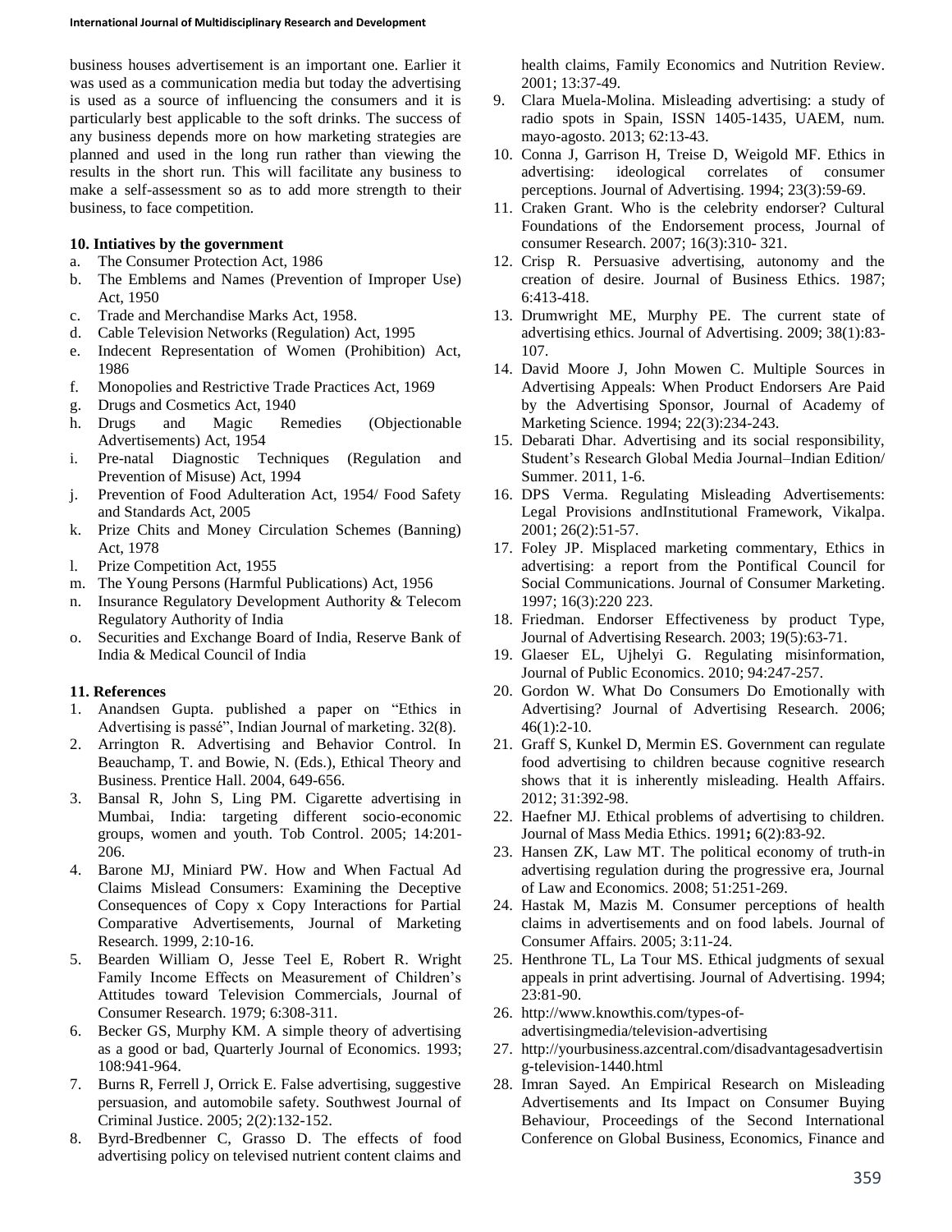business houses advertisement is an important one. Earlier it was used as a communication media but today the advertising is used as a source of influencing the consumers and it is particularly best applicable to the soft drinks. The success of any business depends more on how marketing strategies are planned and used in the long run rather than viewing the results in the short run. This will facilitate any business to make a self-assessment so as to add more strength to their business, to face competition.

### 10. Intiatives by the government

a. The Consumer Protection Act, 1986
b. The Emblems and Names (Prevention of Improper Use) Act, 1950
c. Trade and Merchandise Marks Act, 1958.
d. Cable Television Networks (Regulation) Act, 1995
e. Indecent Representation of Women (Prohibition) Act, 1986
f. Monopolies and Restrictive Trade Practices Act, 1969
g. Drugs and Cosmetics Act, 1940
h. Drugs and Magic Remedies (Objectionable Advertisements) Act, 1954
i. Pre-natal Diagnostic Techniques (Regulation and Prevention of Misuse) Act, 1994
j. Prevention of Food Adulteration Act, 1954/ Food Safety and Standards Act, 2005
k. Prize Chits and Money Circulation Schemes (Banning) Act, 1978
l. Prize Competition Act, 1955
m. The Young Persons (Harmful Publications) Act, 1956
n. Insurance Regulatory Development Authority & Telecom Regulatory Authority of India
o. Securities and Exchange Board of India, Reserve Bank of India & Medical Council of India

### 11. References

1. Anandsen Gupta. published a paper on "Ethics in Advertising is passé", Indian Journal of marketing. 32(8).
2. Arrington R. Advertising and Behavior Control. In Beauchamp, T. and Bowie, N. (Eds.), Ethical Theory and Business. Prentice Hall. 2004, 649-656.
3. Bansal R, John S, Ling PM. Cigarette advertising in Mumbai, India: targeting different socio-economic groups, women and youth. Tob Control. 2005; 14:201-206.
4. Barone MJ, Miniard PW. How and When Factual Ad Claims Mislead Consumers: Examining the Deceptive Consequences of Copy x Copy Interactions for Partial Comparative Advertisements, Journal of Marketing Research. 1999, 2:10-16.
5. Bearden William O, Jesse Teel E, Robert R. Wright Family Income Effects on Measurement of Children's Attitudes toward Television Commercials, Journal of Consumer Research. 1979; 6:308-311.
6. Becker GS, Murphy KM. A simple theory of advertising as a good or bad, Quarterly Journal of Economics. 1993; 108:941-964.
7. Burns R, Ferrell J, Orrick E. False advertising, suggestive persuasion, and automobile safety. Southwest Journal of Criminal Justice. 2005; 2(2):132-152.
8. Byrd-Bredbenner C, Grasso D. The effects of food advertising policy on televised nutrient content claims and health claims, Family Economics and Nutrition Review. 2001; 13:37-49.
9. Clara Muela-Molina. Misleading advertising: a study of radio spots in Spain, ISSN 1405-1435, UAEM, num. mayo-agosto. 2013; 62:13-43.
10. Conna J, Garrison H, Treise D, Weigold MF. Ethics in advertising: ideological correlates of consumer perceptions. Journal of Advertising. 1994; 23(3):59-69.
11. Craken Grant. Who is the celebrity endorser? Cultural Foundations of the Endorsement process, Journal of consumer Research. 2007; 16(3):310- 321.
12. Crisp R. Persuasive advertising, autonomy and the creation of desire. Journal of Business Ethics. 1987; 6:413-418.
13. Drumwright ME, Murphy PE. The current state of advertising ethics. Journal of Advertising. 2009; 38(1):83-107.
14. David Moore J, John Mowen C. Multiple Sources in Advertising Appeals: When Product Endorsers Are Paid by the Advertising Sponsor, Journal of Academy of Marketing Science. 1994; 22(3):234-243.
15. Debarati Dhar. Advertising and its social responsibility, Student's Research Global Media Journal–Indian Edition/ Summer. 2011, 1-6.
16. DPS Verma. Regulating Misleading Advertisements: Legal Provisions andInstitutional Framework, Vikalpa. 2001; 26(2):51-57.
17. Foley JP. Misplaced marketing commentary, Ethics in advertising: a report from the Pontifical Council for Social Communications. Journal of Consumer Marketing. 1997; 16(3):220 223.
18. Friedman. Endorser Effectiveness by product Type, Journal of Advertising Research. 2003; 19(5):63-71.
19. Glaeser EL, Ujhelyi G. Regulating misinformation, Journal of Public Economics. 2010; 94:247-257.
20. Gordon W. What Do Consumers Do Emotionally with Advertising? Journal of Advertising Research. 2006; 46(1):2-10.
21. Graff S, Kunkel D, Mermin ES. Government can regulate food advertising to children because cognitive research shows that it is inherently misleading. Health Affairs. 2012; 31:392-98.
22. Haefner MJ. Ethical problems of advertising to children. Journal of Mass Media Ethics. 1991**;** 6(2):83-92.
23. Hansen ZK, Law MT. The political economy of truth-in advertising regulation during the progressive era, Journal of Law and Economics. 2008; 51:251-269.
24. Hastak M, Mazis M. Consumer perceptions of health claims in advertisements and on food labels. Journal of Consumer Affairs. 2005; 3:11-24.
25. Henthrone TL, La Tour MS. Ethical judgments of sexual appeals in print advertising. Journal of Advertising. 1994; 23:81-90.
26. http://www.knowthis.com/types-of-advertisingmedia/television-advertising
27. http://yourbusiness.azcentral.com/disadvantagesadvertising-television-1440.html
28. Imran Sayed. An Empirical Research on Misleading Advertisements and Its Impact on Consumer Buying Behaviour, Proceedings of the Second International Conference on Global Business, Economics, Finance and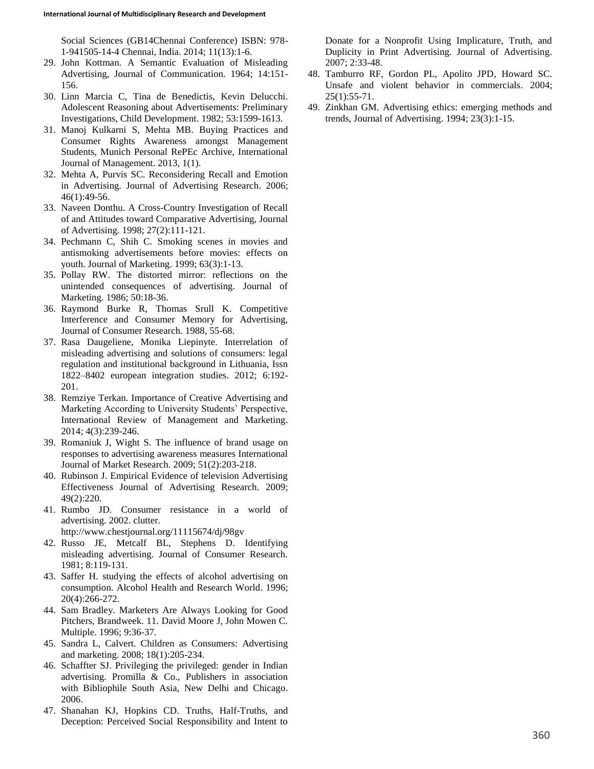Social Sciences (GB14Chennai Conference) ISBN: 978-1-941505-14-4 Chennai, India. 2014; 11(13):1-6.

29. John Kottman. A Semantic Evaluation of Misleading Advertising, Journal of Communication. 1964; 14:151-156.
30. Linn Marcia C, Tina de Benedictis, Kevin Delucchi. Adolescent Reasoning about Advertisements: Preliminary Investigations, Child Development. 1982; 53:1599-1613.
31. Manoj Kulkarni S, Mehta MB. Buying Practices and Consumer Rights Awareness amongst Management Students, Munich Personal RePEc Archive, International Journal of Management. 2013, 1(1).
32. Mehta A, Purvis SC. Reconsidering Recall and Emotion in Advertising. Journal of Advertising Research. 2006; 46(1):49-56.
33. Naveen Donthu. A Cross-Country Investigation of Recall of and Attitudes toward Comparative Advertising, Journal of Advertising. 1998; 27(2):111-121.
34. Pechmann C, Shih C. Smoking scenes in movies and antismoking advertisements before movies: effects on youth. Journal of Marketing. 1999; 63(3):1-13.
35. Pollay RW. The distorted mirror: reflections on the unintended consequences of advertising. Journal of Marketing. 1986; 50:18-36.
36. Raymond Burke R, Thomas Srull K. Competitive Interference and Consumer Memory for Advertising, Journal of Consumer Research. 1988, 55-68.
37. Rasa Daugeliene, Monika Liepinyte. Interrelation of misleading advertising and solutions of consumers: legal regulation and institutional background in Lithuania, Issn 1822–8402 european integration studies. 2012; 6:192-201.
38. Remziye Terkan. Importance of Creative Advertising and Marketing According to University Students' Perspective, International Review of Management and Marketing. 2014; 4(3):239-246.
39. Romaniuk J, Wight S. The influence of brand usage on responses to advertising awareness measures International Journal of Market Research. 2009; 51(2):203-218.
40. Rubinson J. Empirical Evidence of television Advertising Effectiveness Journal of Advertising Research. 2009; 49(2):220.
41. Rumbo JD. Consumer resistance in a world of advertising. 2002. clutter. http://www.chestjournal.org/11115674/dj/98gv
42. Russo JE, Metcalf BL, Stephens D. Identifying misleading advertising. Journal of Consumer Research. 1981; 8:119-131.
43. Saffer H. studying the effects of alcohol advertising on consumption. Alcohol Health and Research World. 1996; 20(4):266-272.
44. Sam Bradley. Marketers Are Always Looking for Good Pitchers, Brandweek. 11. David Moore J, John Mowen C. Multiple. 1996; 9:36-37.
45. Sandra L, Calvert. Children as Consumers: Advertising and marketing. 2008; 18(1):205-234.
46. Schaffter SJ. Privileging the privileged: gender in Indian advertising. Promilla & Co., Publishers in association with Bibliophile South Asia, New Delhi and Chicago. 2006.
47. Shanahan KJ, Hopkins CD. Truths, Half-Truths, and Deception: Perceived Social Responsibility and Intent to Donate for a Nonprofit Using Implicature, Truth, and Duplicity in Print Advertising. Journal of Advertising. 2007; 2:33-48.
48. Tamburro RF, Gordon PL, Apolito JPD, Howard SC. Unsafe and violent behavior in commercials. 2004; 25(1):55-71.
49. Zinkhan GM. Advertising ethics: emerging methods and trends, Journal of Advertising. 1994; 23(3):1-15.